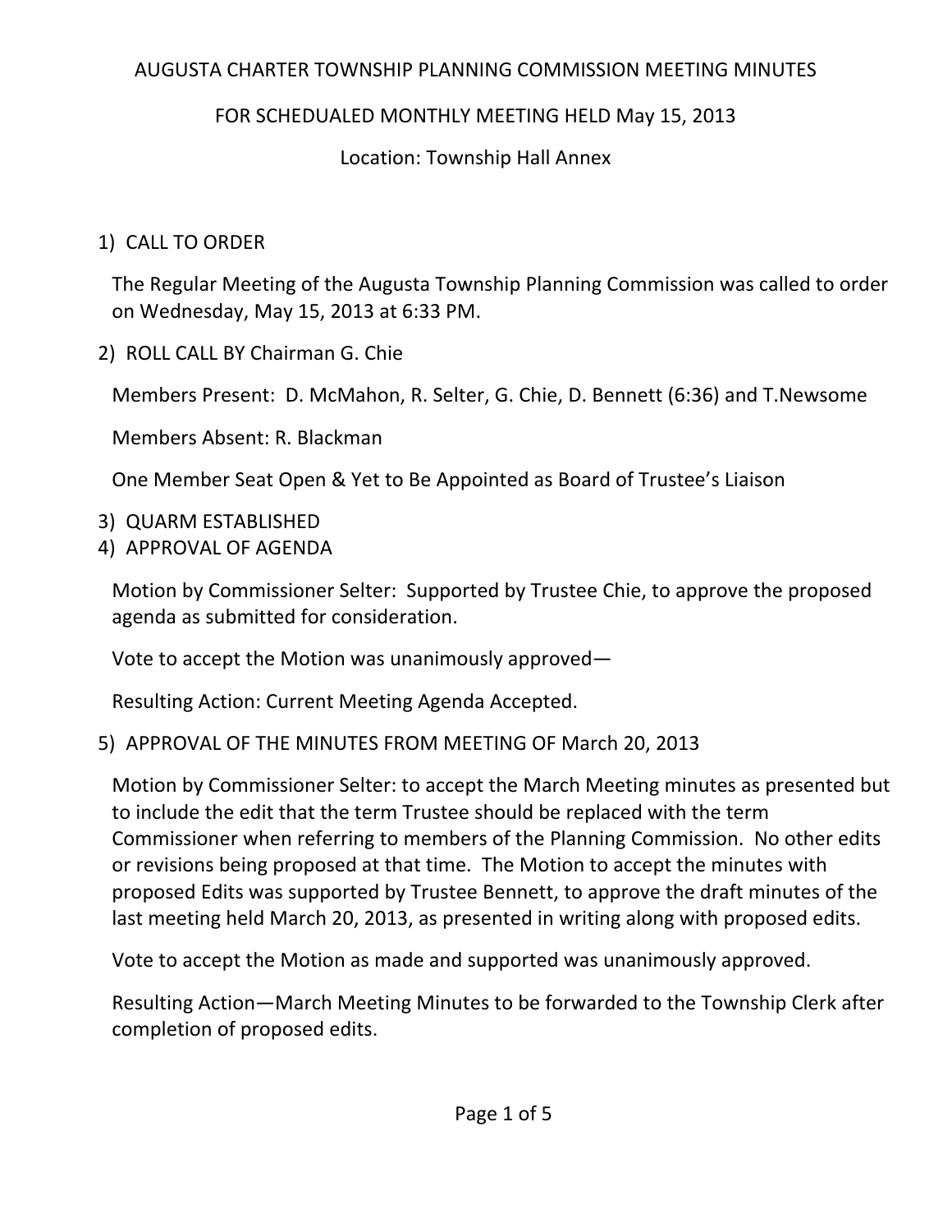# AUGUSTA CHARTER TOWNSHIP PLANNING COMMISSION MEETING MINUTES

## FOR SCHEDUALED MONTHLY MEETING HELD May 15, 2013

### Location: Township Hall Annex

1) CALL TO ORDER

   The Regular Meeting of the Augusta Township Planning Commission was called to order on Wednesday, May 15, 2013 at 6:33 PM.

2) ROLL CALL BY Chairman G. Chie

   Members Present: D. McMahon, R. Selter, G. Chie, D. Bennett (6:36) and T.Newsome

   Members Absent: R. Blackman

   One Member Seat Open & Yet to Be Appointed as Board of Trustee's Liaison

3) QUARM ESTABLISHED
4) APPROVAL OF AGENDA

   Motion by Commissioner Selter: Supported by Trustee Chie, to approve the proposed agenda as submitted for consideration.

   Vote to accept the Motion was unanimously approved—

   Resulting Action: Current Meeting Agenda Accepted.

5) APPROVAL OF THE MINUTES FROM MEETING OF March 20, 2013

   Motion by Commissioner Selter: to accept the March Meeting minutes as presented but to include the edit that the term Trustee should be replaced with the term Commissioner when referring to members of the Planning Commission. No other edits or revisions being proposed at that time. The Motion to accept the minutes with proposed Edits was supported by Trustee Bennett, to approve the draft minutes of the last meeting held March 20, 2013, as presented in writing along with proposed edits.

   Vote to accept the Motion as made and supported was unanimously approved.

   Resulting Action—March Meeting Minutes to be forwarded to the Township Clerk after completion of proposed edits.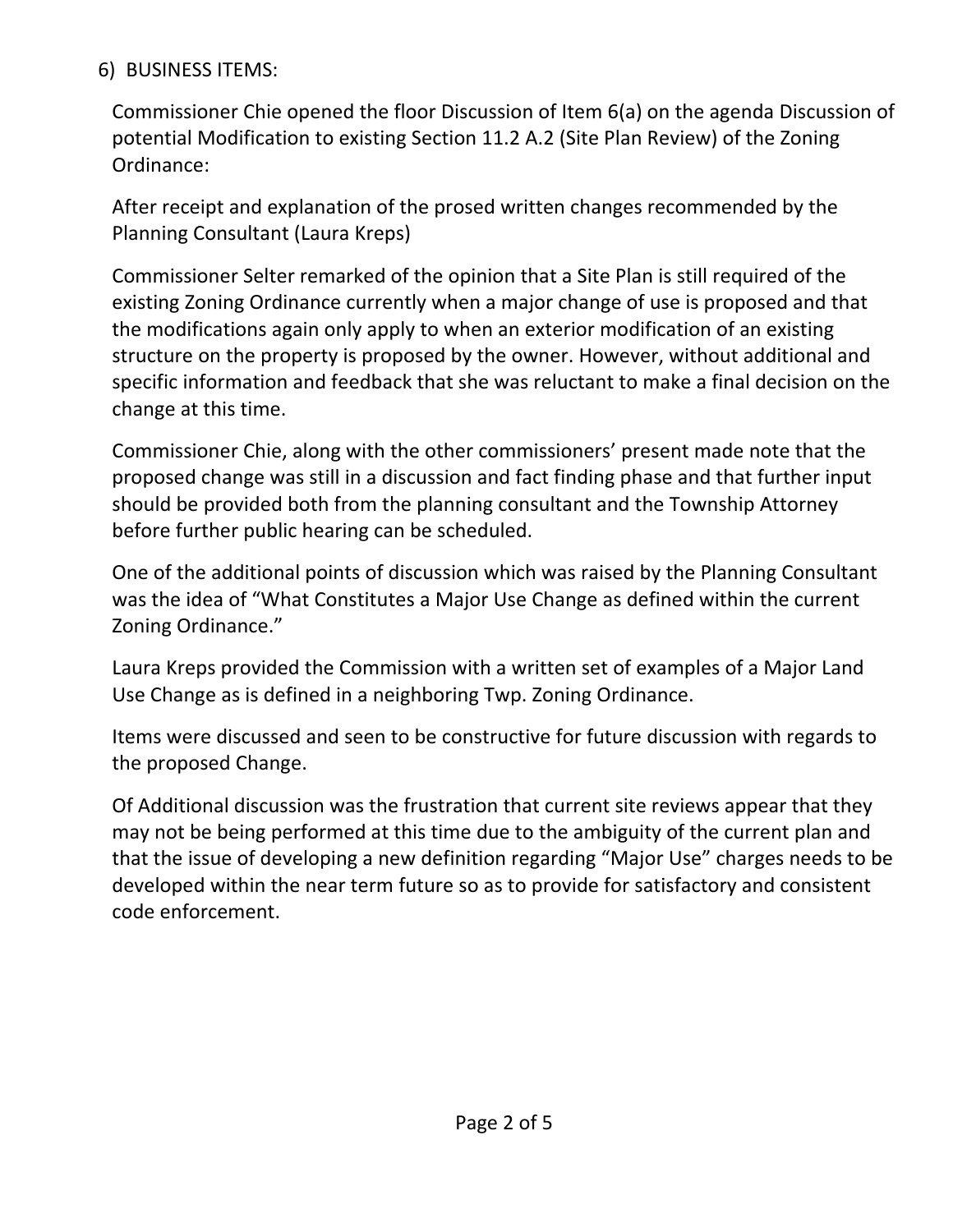6) BUSINESS ITEMS:

Commissioner Chie opened the floor Discussion of Item 6(a) on the agenda Discussion of potential Modification to existing Section 11.2 A.2 (Site Plan Review) of the Zoning Ordinance:

After receipt and explanation of the prosed written changes recommended by the Planning Consultant (Laura Kreps)

Commissioner Selter remarked of the opinion that a Site Plan is still required of the existing Zoning Ordinance currently when a major change of use is proposed and that the modifications again only apply to when an exterior modification of an existing structure on the property is proposed by the owner. However, without additional and specific information and feedback that she was reluctant to make a final decision on the change at this time.

Commissioner Chie, along with the other commissioners' present made note that the proposed change was still in a discussion and fact finding phase and that further input should be provided both from the planning consultant and the Township Attorney before further public hearing can be scheduled.

One of the additional points of discussion which was raised by the Planning Consultant was the idea of "What Constitutes a Major Use Change as defined within the current Zoning Ordinance."

Laura Kreps provided the Commission with a written set of examples of a Major Land Use Change as is defined in a neighboring Twp. Zoning Ordinance.

Items were discussed and seen to be constructive for future discussion with regards to the proposed Change.

Of Additional discussion was the frustration that current site reviews appear that they may not be being performed at this time due to the ambiguity of the current plan and that the issue of developing a new definition regarding "Major Use" charges needs to be developed within the near term future so as to provide for satisfactory and consistent code enforcement.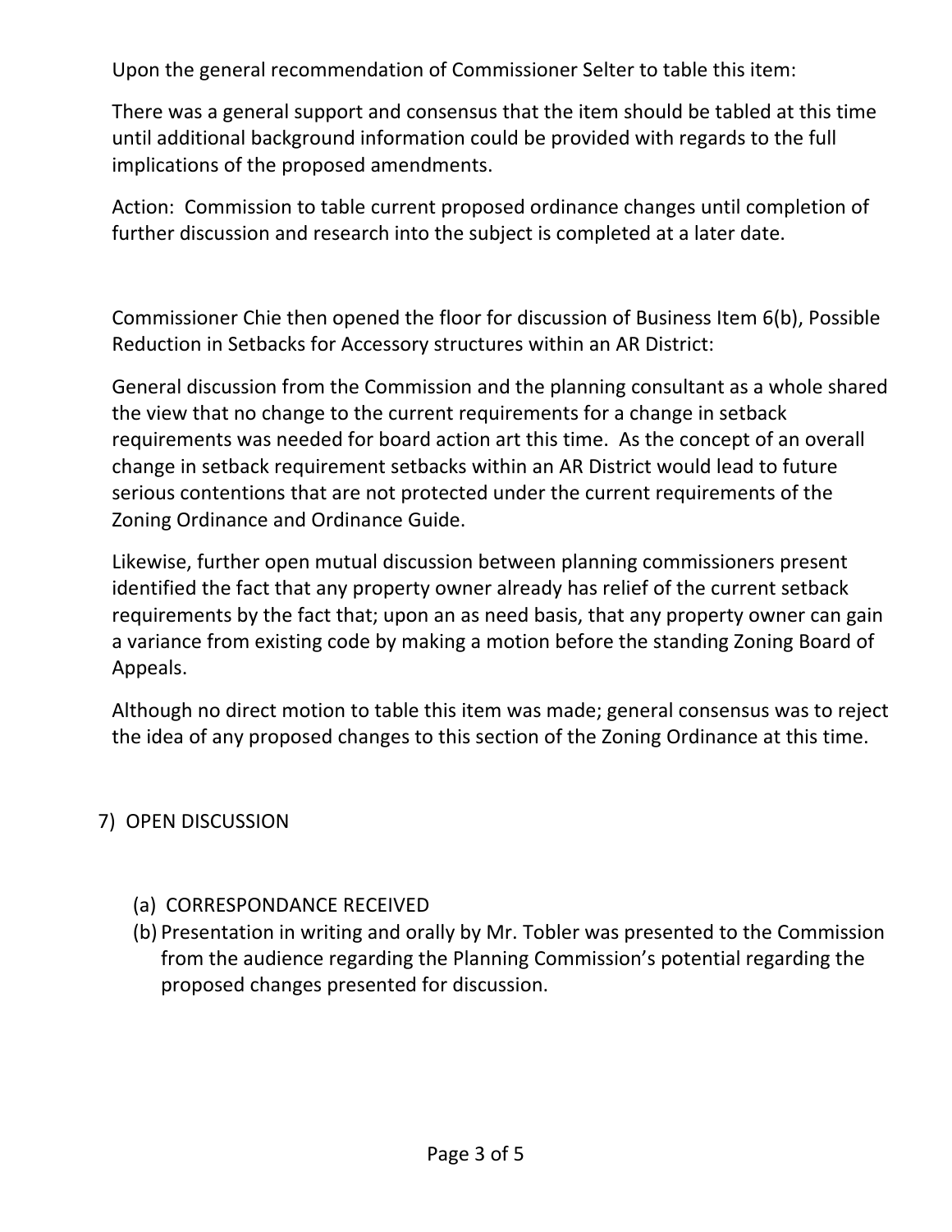Upon the general recommendation of Commissioner Selter to table this item:

There was a general support and consensus that the item should be tabled at this time until additional background information could be provided with regards to the full implications of the proposed amendments.

Action: Commission to table current proposed ordinance changes until completion of further discussion and research into the subject is completed at a later date.

Commissioner Chie then opened the floor for discussion of Business Item 6(b), Possible Reduction in Setbacks for Accessory structures within an AR District:

General discussion from the Commission and the planning consultant as a whole shared the view that no change to the current requirements for a change in setback requirements was needed for board action art this time. As the concept of an overall change in setback requirement setbacks within an AR District would lead to future serious contentions that are not protected under the current requirements of the Zoning Ordinance and Ordinance Guide.

Likewise, further open mutual discussion between planning commissioners present identified the fact that any property owner already has relief of the current setback requirements by the fact that; upon an as need basis, that any property owner can gain a variance from existing code by making a motion before the standing Zoning Board of Appeals.

Although no direct motion to table this item was made; general consensus was to reject the idea of any proposed changes to this section of the Zoning Ordinance at this time.

7) OPEN DISCUSSION

(a) CORRESPONDANCE RECEIVED
(b) Presentation in writing and orally by Mr. Tobler was presented to the Commission from the audience regarding the Planning Commission's potential regarding the proposed changes presented for discussion.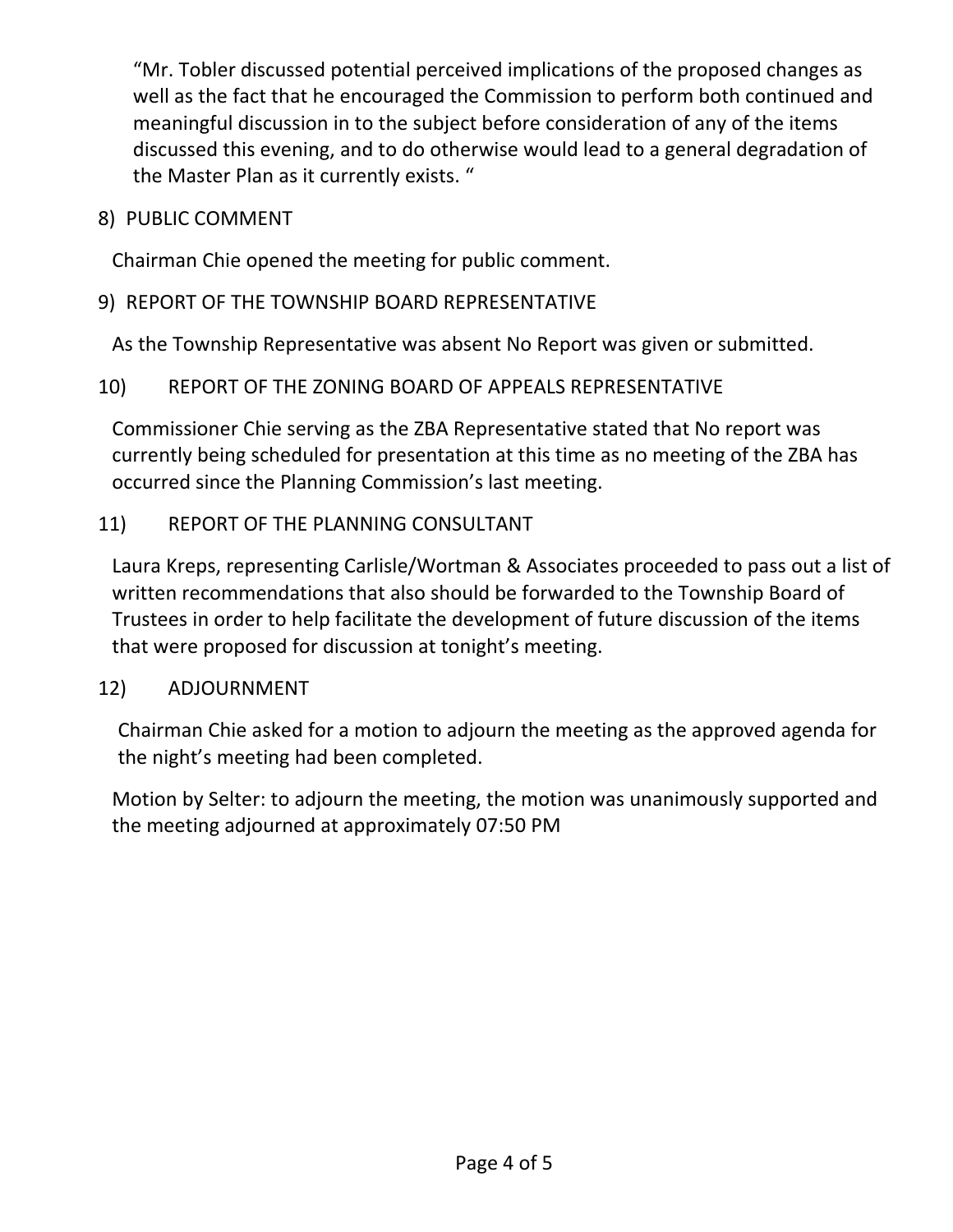"Mr. Tobler discussed potential perceived implications of the proposed changes as well as the fact that he encouraged the Commission to perform both continued and meaningful discussion in to the subject before consideration of any of the items discussed this evening, and to do otherwise would lead to a general degradation of the Master Plan as it currently exists. "

8) PUBLIC COMMENT

Chairman Chie opened the meeting for public comment.

9) REPORT OF THE TOWNSHIP BOARD REPRESENTATIVE

As the Township Representative was absent No Report was given or submitted.

10) REPORT OF THE ZONING BOARD OF APPEALS REPRESENTATIVE

Commissioner Chie serving as the ZBA Representative stated that No report was currently being scheduled for presentation at this time as no meeting of the ZBA has occurred since the Planning Commission's last meeting.

11) REPORT OF THE PLANNING CONSULTANT

Laura Kreps, representing Carlisle/Wortman & Associates proceeded to pass out a list of written recommendations that also should be forwarded to the Township Board of Trustees in order to help facilitate the development of future discussion of the items that were proposed for discussion at tonight's meeting.

12) ADJOURNMENT

Chairman Chie asked for a motion to adjourn the meeting as the approved agenda for the night's meeting had been completed.

Motion by Selter: to adjourn the meeting, the motion was unanimously supported and the meeting adjourned at approximately 07:50 PM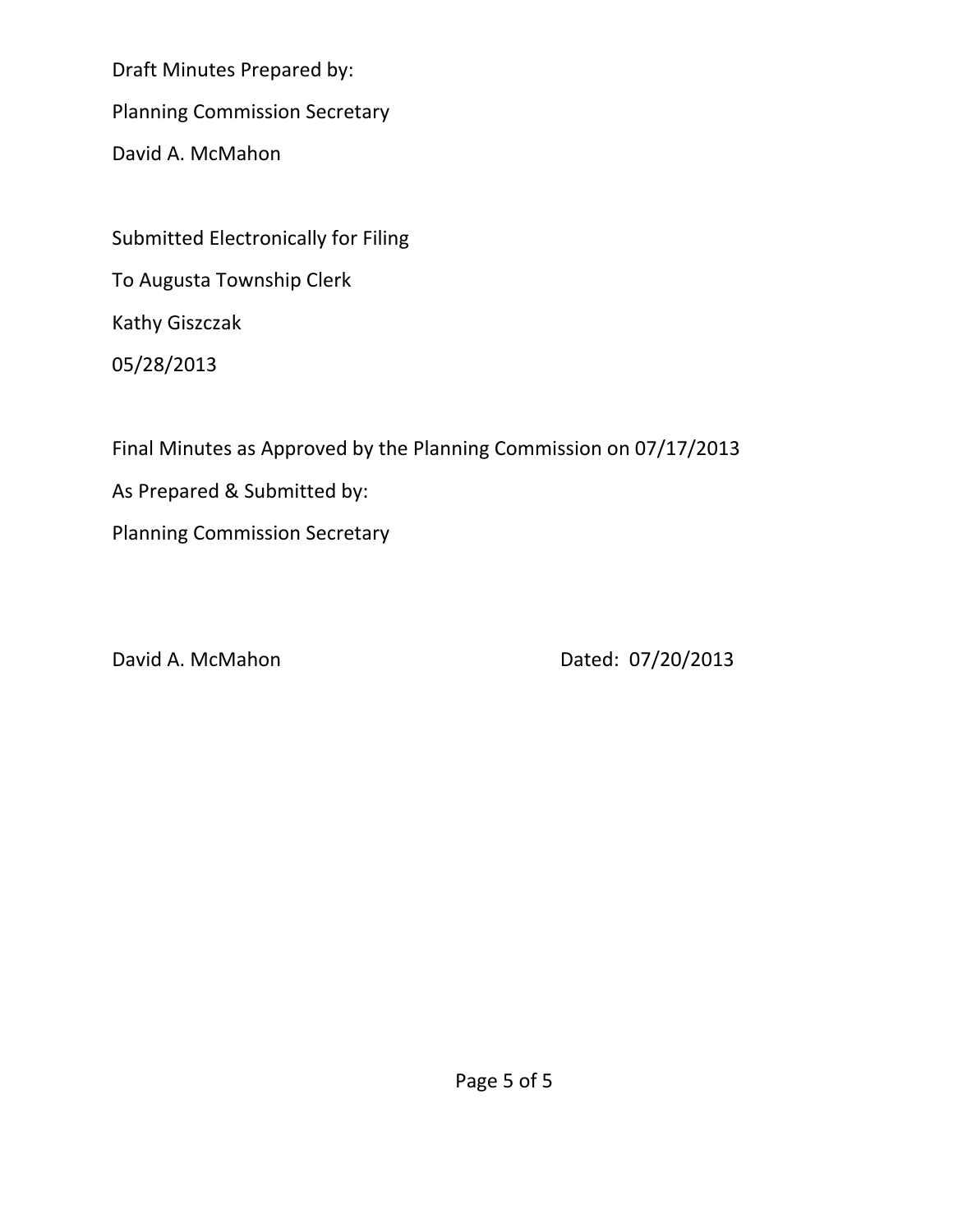Draft Minutes Prepared by:

Planning Commission Secretary

David A. McMahon

Submitted Electronically for Filing

To Augusta Township Clerk

Kathy Giszczak

05/28/2013

Final Minutes as Approved by the Planning Commission on 07/17/2013

As Prepared & Submitted by:

Planning Commission Secretary

David A. McMahon Dated: 07/20/2013